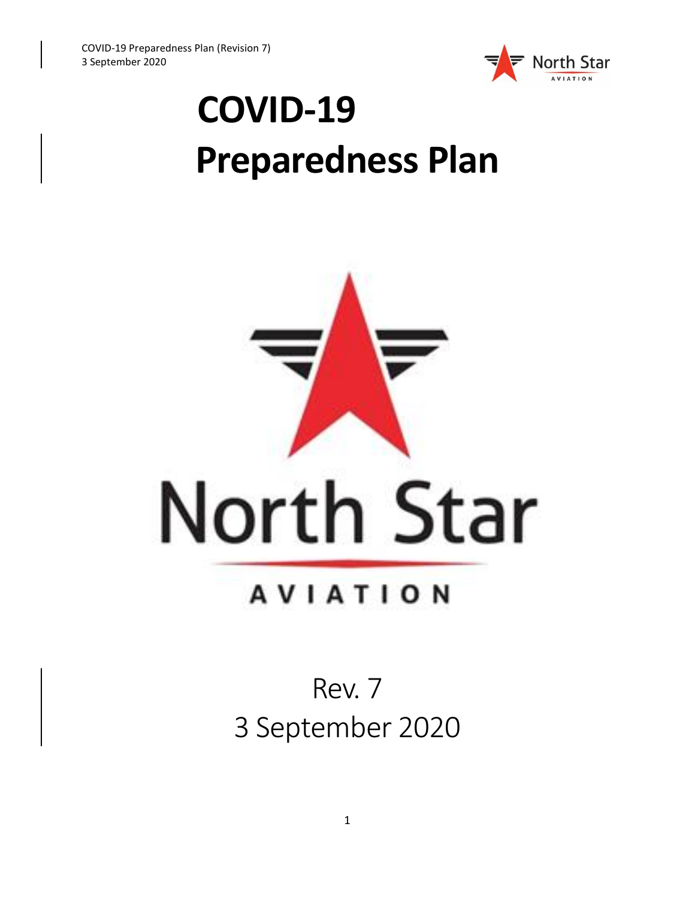# COVID-19 Preparedness Plan

North Star

AVIATION

Rev. 7
3 September 2020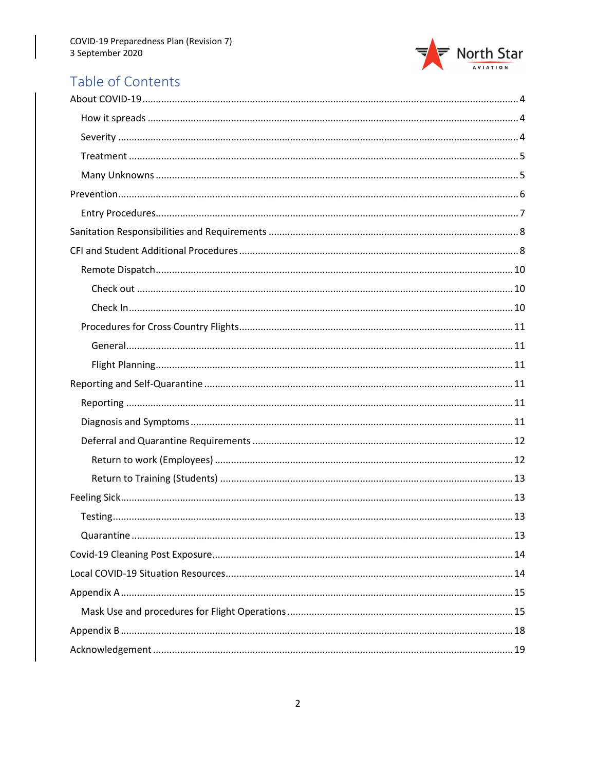# Table of Contents

- About COVID-19 .......... 4
  - How it spreads .......... 4
  - Severity .......... 4
  - Treatment .......... 5
  - Many Unknowns .......... 5
- Prevention .......... 6
  - Entry Procedures .......... 7
- Sanitation Responsibilities and Requirements .......... 8
- CFI and Student Additional Procedures .......... 8
  - Remote Dispatch .......... 10
    - Check out .......... 10
    - Check In .......... 10
  - Procedures for Cross Country Flights .......... 11
    - General .......... 11
    - Flight Planning .......... 11
- Reporting and Self-Quarantine .......... 11
  - Reporting .......... 11
  - Diagnosis and Symptoms .......... 11
  - Deferral and Quarantine Requirements .......... 12
    - Return to work (Employees) .......... 12
    - Return to Training (Students) .......... 13
- Feeling Sick .......... 13
  - Testing .......... 13
  - Quarantine .......... 13
- Covid-19 Cleaning Post Exposure .......... 14
- Local COVID-19 Situation Resources .......... 14
- Appendix A .......... 15
  - Mask Use and procedures for Flight Operations .......... 15
- Appendix B .......... 18
- Acknowledgement .......... 19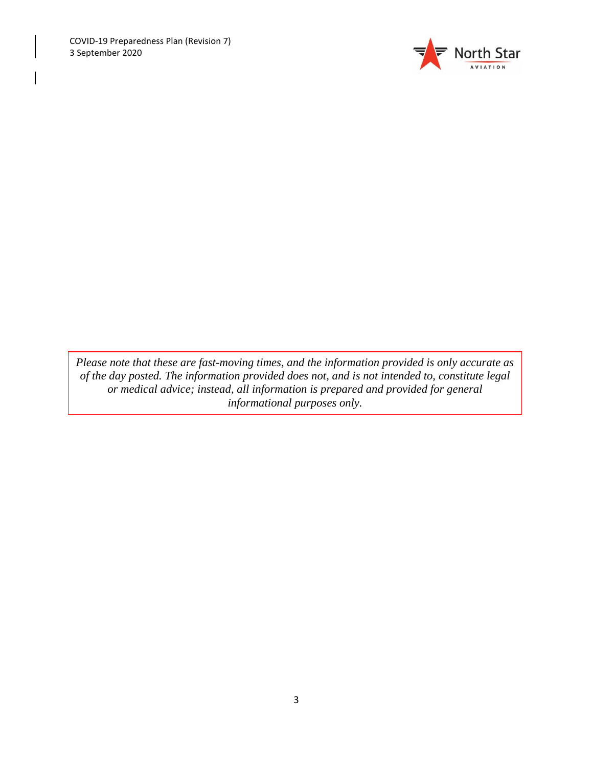*Please note that these are fast-moving times, and the information provided is only accurate as of the day posted. The information provided does not, and is not intended to, constitute legal or medical advice; instead, all information is prepared and provided for general informational purposes only.*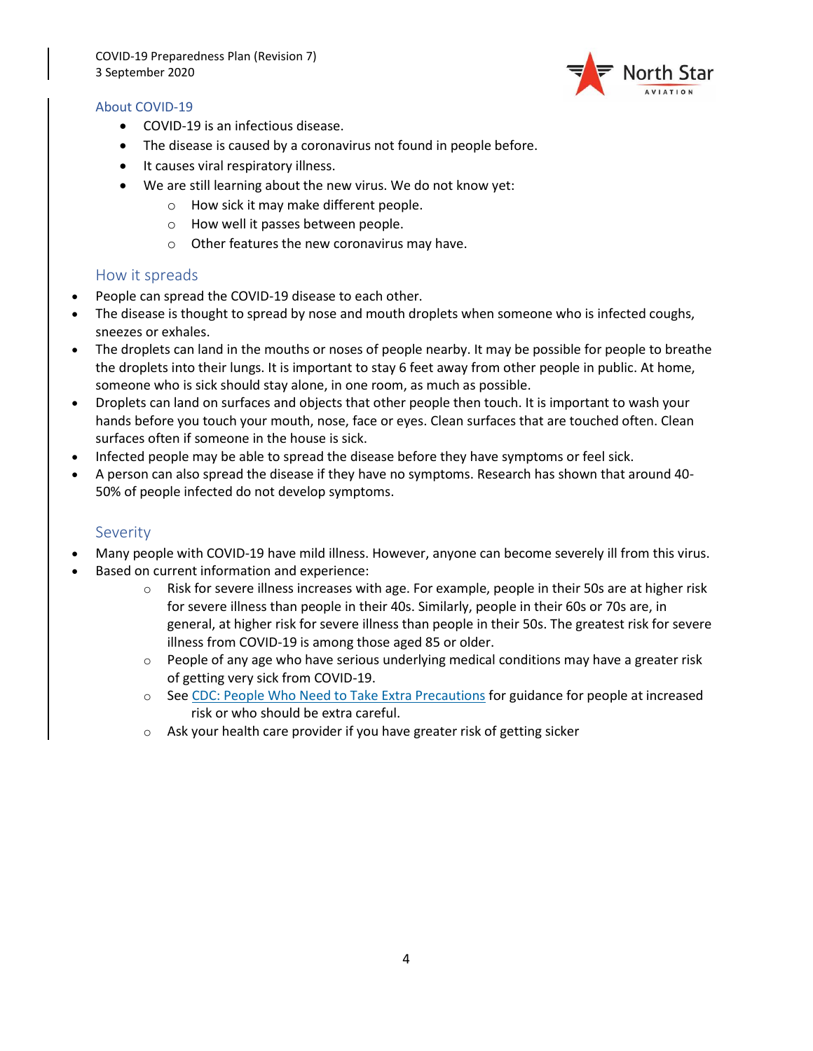## About COVID-19

- COVID-19 is an infectious disease.
- The disease is caused by a coronavirus not found in people before.
- It causes viral respiratory illness.
- We are still learning about the new virus. We do not know yet:
  - How sick it may make different people.
  - How well it passes between people.
  - Other features the new coronavirus may have.

## How it spreads

- People can spread the COVID-19 disease to each other.
- The disease is thought to spread by nose and mouth droplets when someone who is infected coughs, sneezes or exhales.
- The droplets can land in the mouths or noses of people nearby. It may be possible for people to breathe the droplets into their lungs. It is important to stay 6 feet away from other people in public. At home, someone who is sick should stay alone, in one room, as much as possible.
- Droplets can land on surfaces and objects that other people then touch. It is important to wash your hands before you touch your mouth, nose, face or eyes. Clean surfaces that are touched often. Clean surfaces often if someone in the house is sick.
- Infected people may be able to spread the disease before they have symptoms or feel sick.
- A person can also spread the disease if they have no symptoms. Research has shown that around 40-50% of people infected do not develop symptoms.

## Severity

- Many people with COVID-19 have mild illness. However, anyone can become severely ill from this virus.
- Based on current information and experience:
  - Risk for severe illness increases with age. For example, people in their 50s are at higher risk for severe illness than people in their 40s. Similarly, people in their 60s or 70s are, in general, at higher risk for severe illness than people in their 50s. The greatest risk for severe illness from COVID-19 is among those aged 85 or older.
  - People of any age who have serious underlying medical conditions may have a greater risk of getting very sick from COVID-19.
  - See CDC: People Who Need to Take Extra Precautions for guidance for people at increased risk or who should be extra careful.
  - Ask your health care provider if you have greater risk of getting sicker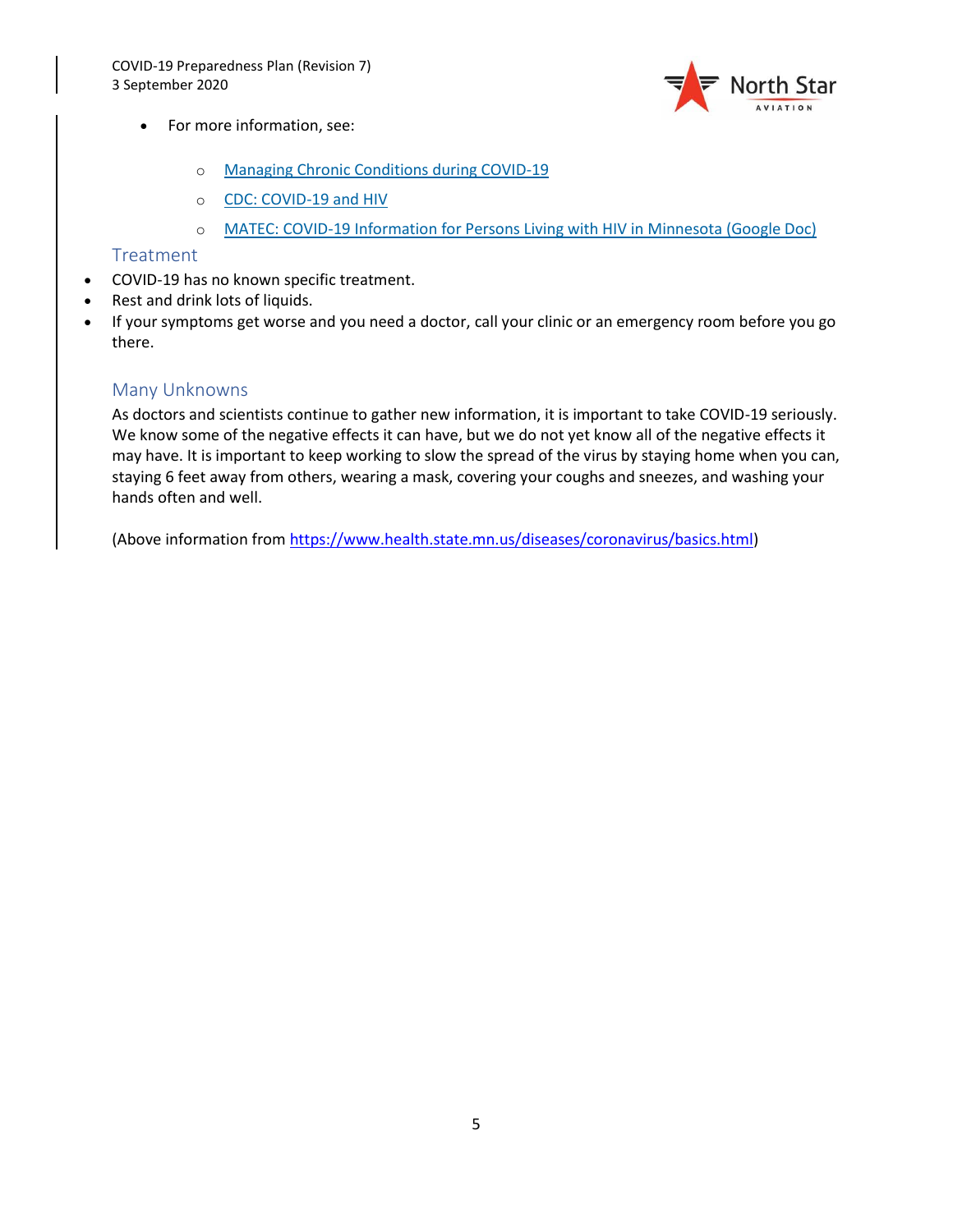- For more information, see:
  - Managing Chronic Conditions during COVID-19
  - CDC: COVID-19 and HIV
  - MATEC: COVID-19 Information for Persons Living with HIV in Minnesota (Google Doc)

### Treatment

- COVID-19 has no known specific treatment.
- Rest and drink lots of liquids.
- If your symptoms get worse and you need a doctor, call your clinic or an emergency room before you go there.

### Many Unknowns

As doctors and scientists continue to gather new information, it is important to take COVID-19 seriously. We know some of the negative effects it can have, but we do not yet know all of the negative effects it may have. It is important to keep working to slow the spread of the virus by staying home when you can, staying 6 feet away from others, wearing a mask, covering your coughs and sneezes, and washing your hands often and well.

(Above information from https://www.health.state.mn.us/diseases/coronavirus/basics.html)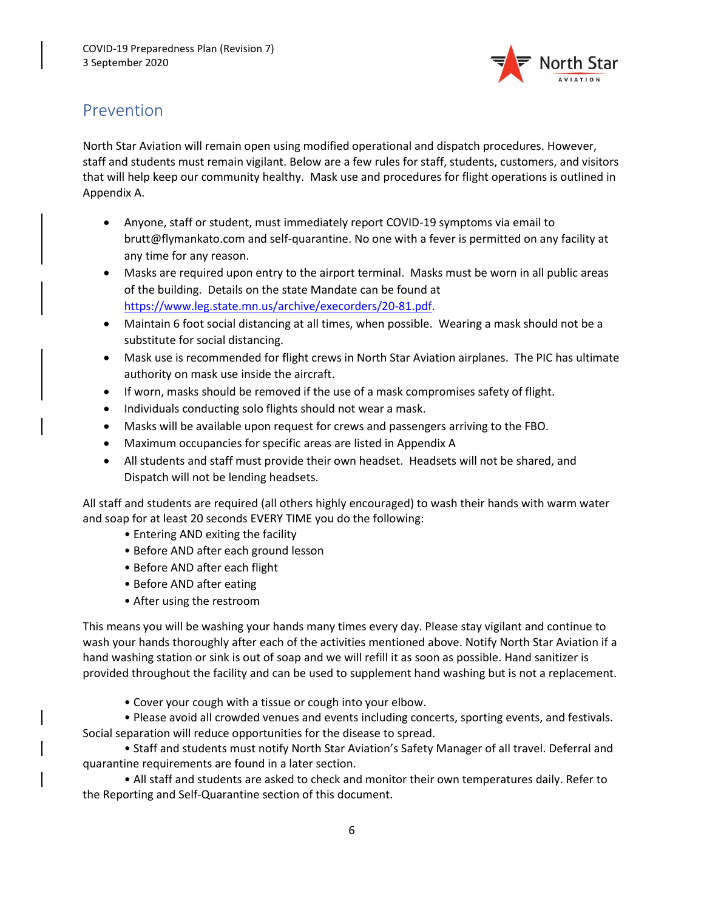## Prevention

North Star Aviation will remain open using modified operational and dispatch procedures. However, staff and students must remain vigilant. Below are a few rules for staff, students, customers, and visitors that will help keep our community healthy. Mask use and procedures for flight operations is outlined in Appendix A.

- Anyone, staff or student, must immediately report COVID-19 symptoms via email to brutt@flymankato.com and self-quarantine. No one with a fever is permitted on any facility at any time for any reason.
- Masks are required upon entry to the airport terminal. Masks must be worn in all public areas of the building. Details on the state Mandate can be found at https://www.leg.state.mn.us/archive/execorders/20-81.pdf.
- Maintain 6 foot social distancing at all times, when possible. Wearing a mask should not be a substitute for social distancing.
- Mask use is recommended for flight crews in North Star Aviation airplanes. The PIC has ultimate authority on mask use inside the aircraft.
- If worn, masks should be removed if the use of a mask compromises safety of flight.
- Individuals conducting solo flights should not wear a mask.
- Masks will be available upon request for crews and passengers arriving to the FBO.
- Maximum occupancies for specific areas are listed in Appendix A
- All students and staff must provide their own headset. Headsets will not be shared, and Dispatch will not be lending headsets.

All staff and students are required (all others highly encouraged) to wash their hands with warm water and soap for at least 20 seconds EVERY TIME you do the following:

- Entering AND exiting the facility
- Before AND after each ground lesson
- Before AND after each flight
- Before AND after eating
- After using the restroom

This means you will be washing your hands many times every day. Please stay vigilant and continue to wash your hands thoroughly after each of the activities mentioned above. Notify North Star Aviation if a hand washing station or sink is out of soap and we will refill it as soon as possible. Hand sanitizer is provided throughout the facility and can be used to supplement hand washing but is not a replacement.

- Cover your cough with a tissue or cough into your elbow.
- Please avoid all crowded venues and events including concerts, sporting events, and festivals. Social separation will reduce opportunities for the disease to spread.
- Staff and students must notify North Star Aviation's Safety Manager of all travel. Deferral and quarantine requirements are found in a later section.
- All staff and students are asked to check and monitor their own temperatures daily. Refer to the Reporting and Self-Quarantine section of this document.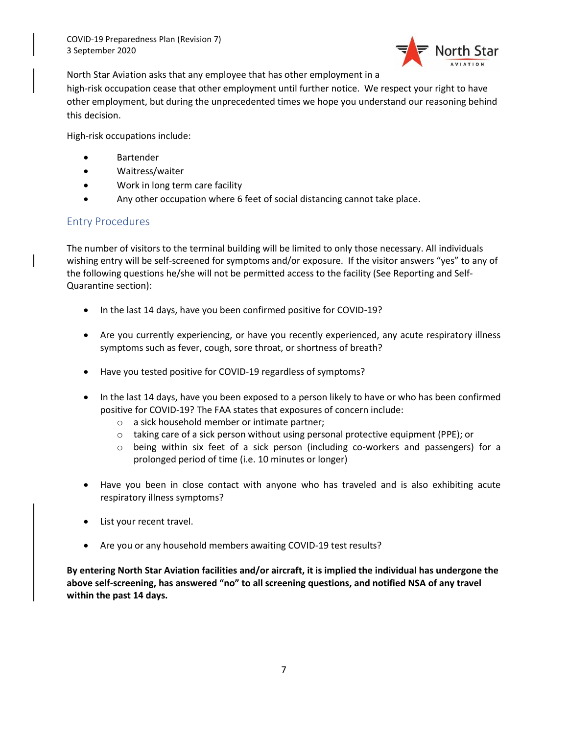North Star Aviation asks that any employee that has other employment in a high-risk occupation cease that other employment until further notice. We respect your right to have other employment, but during the unprecedented times we hope you understand our reasoning behind this decision.

High-risk occupations include:

- Bartender
- Waitress/waiter
- Work in long term care facility
- Any other occupation where 6 feet of social distancing cannot take place.

## Entry Procedures

The number of visitors to the terminal building will be limited to only those necessary. All individuals wishing entry will be self-screened for symptoms and/or exposure. If the visitor answers "yes" to any of the following questions he/she will not be permitted access to the facility (See Reporting and Self-Quarantine section):

- In the last 14 days, have you been confirmed positive for COVID-19?
- Are you currently experiencing, or have you recently experienced, any acute respiratory illness symptoms such as fever, cough, sore throat, or shortness of breath?
- Have you tested positive for COVID-19 regardless of symptoms?
- In the last 14 days, have you been exposed to a person likely to have or who has been confirmed positive for COVID-19? The FAA states that exposures of concern include:
  - a sick household member or intimate partner;
  - taking care of a sick person without using personal protective equipment (PPE); or
  - being within six feet of a sick person (including co-workers and passengers) for a prolonged period of time (i.e. 10 minutes or longer)
- Have you been in close contact with anyone who has traveled and is also exhibiting acute respiratory illness symptoms?
- List your recent travel.
- Are you or any household members awaiting COVID-19 test results?

**By entering North Star Aviation facilities and/or aircraft, it is implied the individual has undergone the above self-screening, has answered "no" to all screening questions, and notified NSA of any travel within the past 14 days.**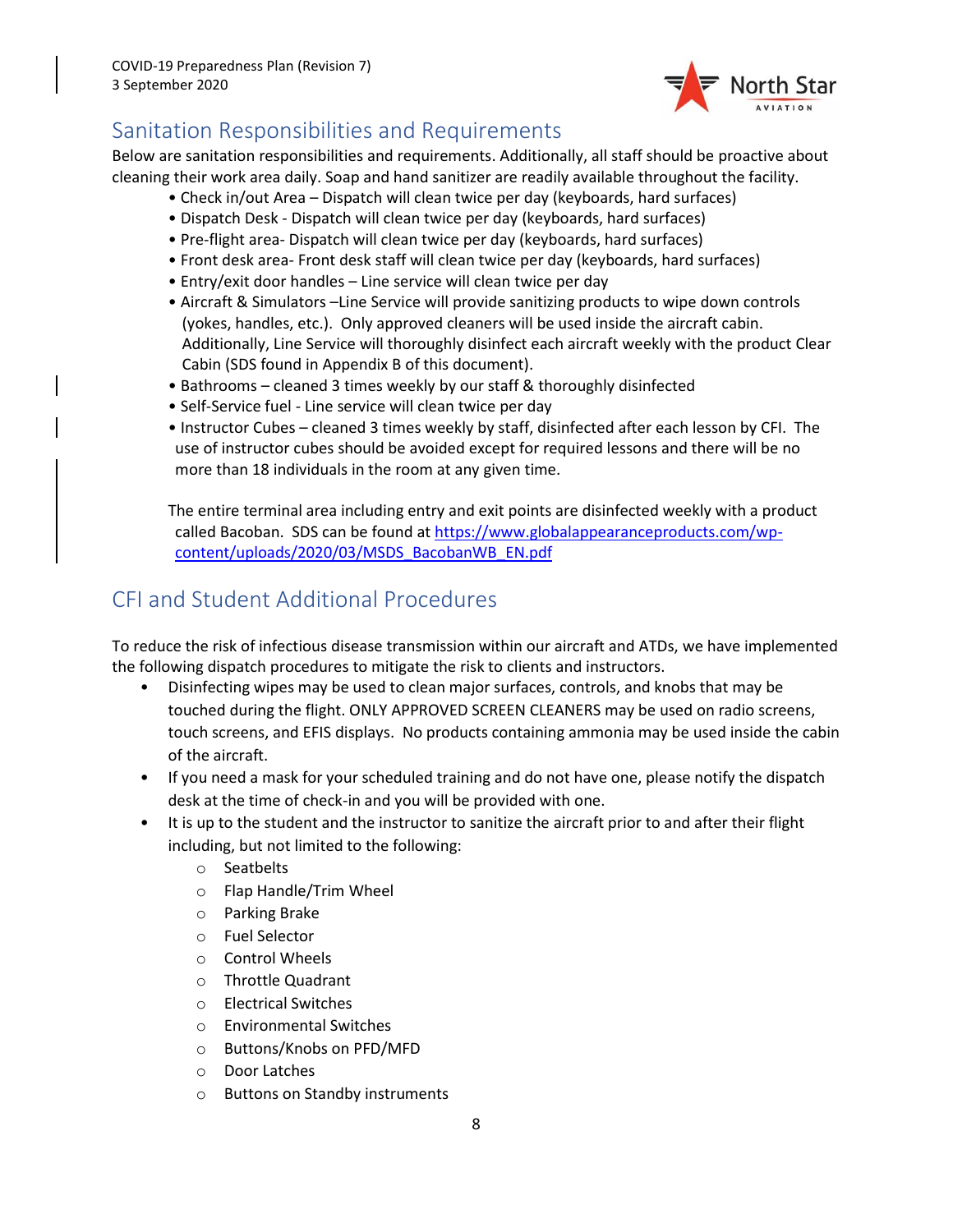## Sanitation Responsibilities and Requirements

Below are sanitation responsibilities and requirements. Additionally, all staff should be proactive about cleaning their work area daily. Soap and hand sanitizer are readily available throughout the facility.

- Check in/out Area – Dispatch will clean twice per day (keyboards, hard surfaces)
- Dispatch Desk - Dispatch will clean twice per day (keyboards, hard surfaces)
- Pre-flight area- Dispatch will clean twice per day (keyboards, hard surfaces)
- Front desk area- Front desk staff will clean twice per day (keyboards, hard surfaces)
- Entry/exit door handles – Line service will clean twice per day
- Aircraft & Simulators –Line Service will provide sanitizing products to wipe down controls (yokes, handles, etc.). Only approved cleaners will be used inside the aircraft cabin. Additionally, Line Service will thoroughly disinfect each aircraft weekly with the product Clear Cabin (SDS found in Appendix B of this document).
- Bathrooms – cleaned 3 times weekly by our staff & thoroughly disinfected
- Self-Service fuel - Line service will clean twice per day
- Instructor Cubes – cleaned 3 times weekly by staff, disinfected after each lesson by CFI. The use of instructor cubes should be avoided except for required lessons and there will be no more than 18 individuals in the room at any given time.

The entire terminal area including entry and exit points are disinfected weekly with a product called Bacoban. SDS can be found at https://www.globalappearanceproducts.com/wp-content/uploads/2020/03/MSDS_BacobanWB_EN.pdf

## CFI and Student Additional Procedures

To reduce the risk of infectious disease transmission within our aircraft and ATDs, we have implemented the following dispatch procedures to mitigate the risk to clients and instructors.

- Disinfecting wipes may be used to clean major surfaces, controls, and knobs that may be touched during the flight. ONLY APPROVED SCREEN CLEANERS may be used on radio screens, touch screens, and EFIS displays. No products containing ammonia may be used inside the cabin of the aircraft.
- If you need a mask for your scheduled training and do not have one, please notify the dispatch desk at the time of check-in and you will be provided with one.
- It is up to the student and the instructor to sanitize the aircraft prior to and after their flight including, but not limited to the following:
  - Seatbelts
  - Flap Handle/Trim Wheel
  - Parking Brake
  - Fuel Selector
  - Control Wheels
  - Throttle Quadrant
  - Electrical Switches
  - Environmental Switches
  - Buttons/Knobs on PFD/MFD
  - Door Latches
  - Buttons on Standby instruments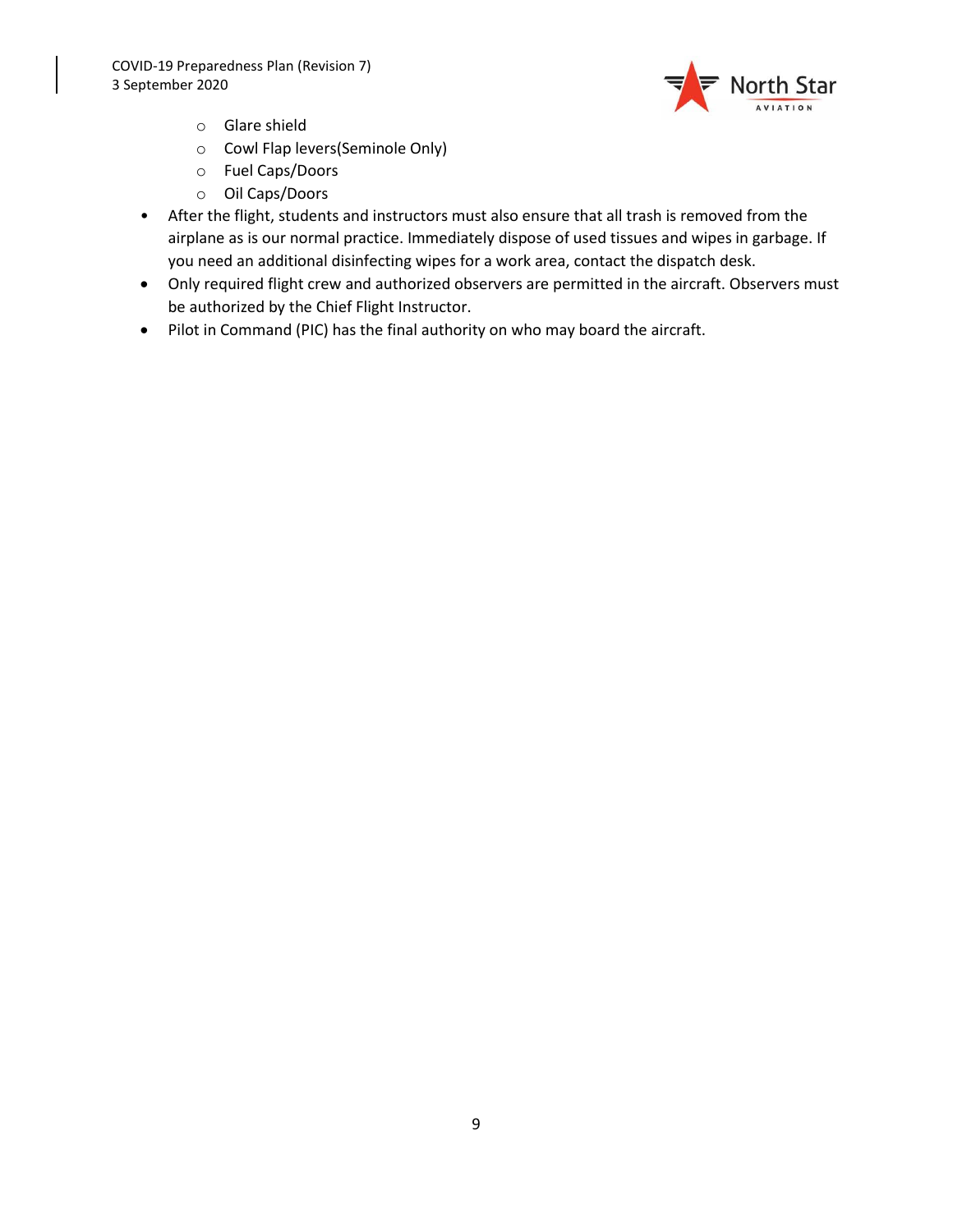- Glare shield
  - Cowl Flap levers(Seminole Only)
  - Fuel Caps/Doors
  - Oil Caps/Doors
- After the flight, students and instructors must also ensure that all trash is removed from the airplane as is our normal practice. Immediately dispose of used tissues and wipes in garbage. If you need an additional disinfecting wipes for a work area, contact the dispatch desk.
- Only required flight crew and authorized observers are permitted in the aircraft. Observers must be authorized by the Chief Flight Instructor.
- Pilot in Command (PIC) has the final authority on who may board the aircraft.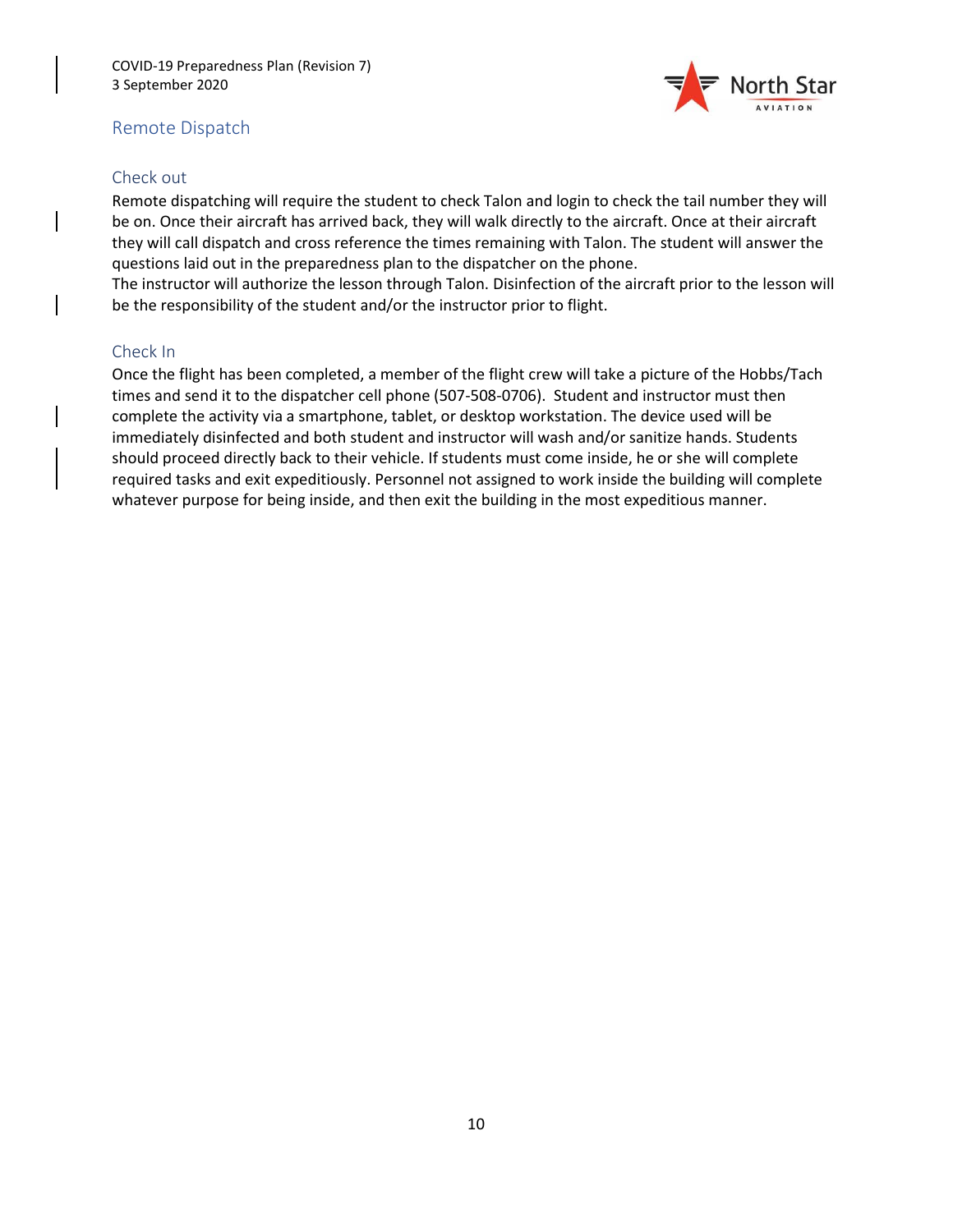## Remote Dispatch

### Check out

Remote dispatching will require the student to check Talon and login to check the tail number they will be on. Once their aircraft has arrived back, they will walk directly to the aircraft. Once at their aircraft they will call dispatch and cross reference the times remaining with Talon. The student will answer the questions laid out in the preparedness plan to the dispatcher on the phone.
The instructor will authorize the lesson through Talon. Disinfection of the aircraft prior to the lesson will be the responsibility of the student and/or the instructor prior to flight.

### Check In

Once the flight has been completed, a member of the flight crew will take a picture of the Hobbs/Tach times and send it to the dispatcher cell phone (507-508-0706). Student and instructor must then complete the activity via a smartphone, tablet, or desktop workstation. The device used will be immediately disinfected and both student and instructor will wash and/or sanitize hands. Students should proceed directly back to their vehicle. If students must come inside, he or she will complete required tasks and exit expeditiously. Personnel not assigned to work inside the building will complete whatever purpose for being inside, and then exit the building in the most expeditious manner.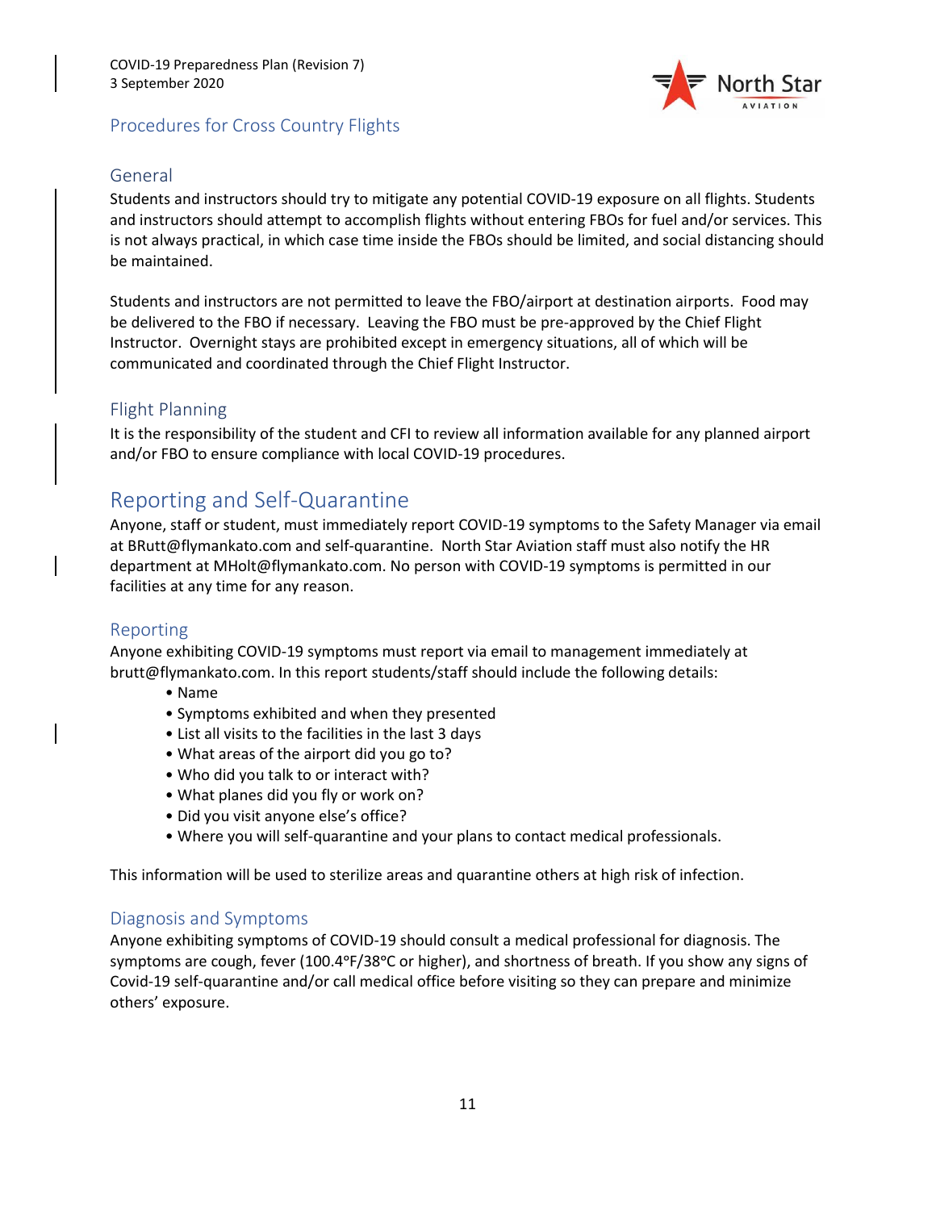### Procedures for Cross Country Flights

#### General

Students and instructors should try to mitigate any potential COVID-19 exposure on all flights. Students and instructors should attempt to accomplish flights without entering FBOs for fuel and/or services. This is not always practical, in which case time inside the FBOs should be limited, and social distancing should be maintained.

Students and instructors are not permitted to leave the FBO/airport at destination airports. Food may be delivered to the FBO if necessary. Leaving the FBO must be pre-approved by the Chief Flight Instructor. Overnight stays are prohibited except in emergency situations, all of which will be communicated and coordinated through the Chief Flight Instructor.

#### Flight Planning

It is the responsibility of the student and CFI to review all information available for any planned airport and/or FBO to ensure compliance with local COVID-19 procedures.

## Reporting and Self-Quarantine

Anyone, staff or student, must immediately report COVID-19 symptoms to the Safety Manager via email at BRutt@flymankato.com and self-quarantine. North Star Aviation staff must also notify the HR department at MHolt@flymankato.com. No person with COVID-19 symptoms is permitted in our facilities at any time for any reason.

### Reporting

Anyone exhibiting COVID-19 symptoms must report via email to management immediately at brutt@flymankato.com. In this report students/staff should include the following details:

- Name
- Symptoms exhibited and when they presented
- List all visits to the facilities in the last 3 days
- What areas of the airport did you go to?
- Who did you talk to or interact with?
- What planes did you fly or work on?
- Did you visit anyone else's office?
- Where you will self-quarantine and your plans to contact medical professionals.

This information will be used to sterilize areas and quarantine others at high risk of infection.

### Diagnosis and Symptoms

Anyone exhibiting symptoms of COVID-19 should consult a medical professional for diagnosis. The symptoms are cough, fever (100.4°F/38°C or higher), and shortness of breath. If you show any signs of Covid-19 self-quarantine and/or call medical office before visiting so they can prepare and minimize others' exposure.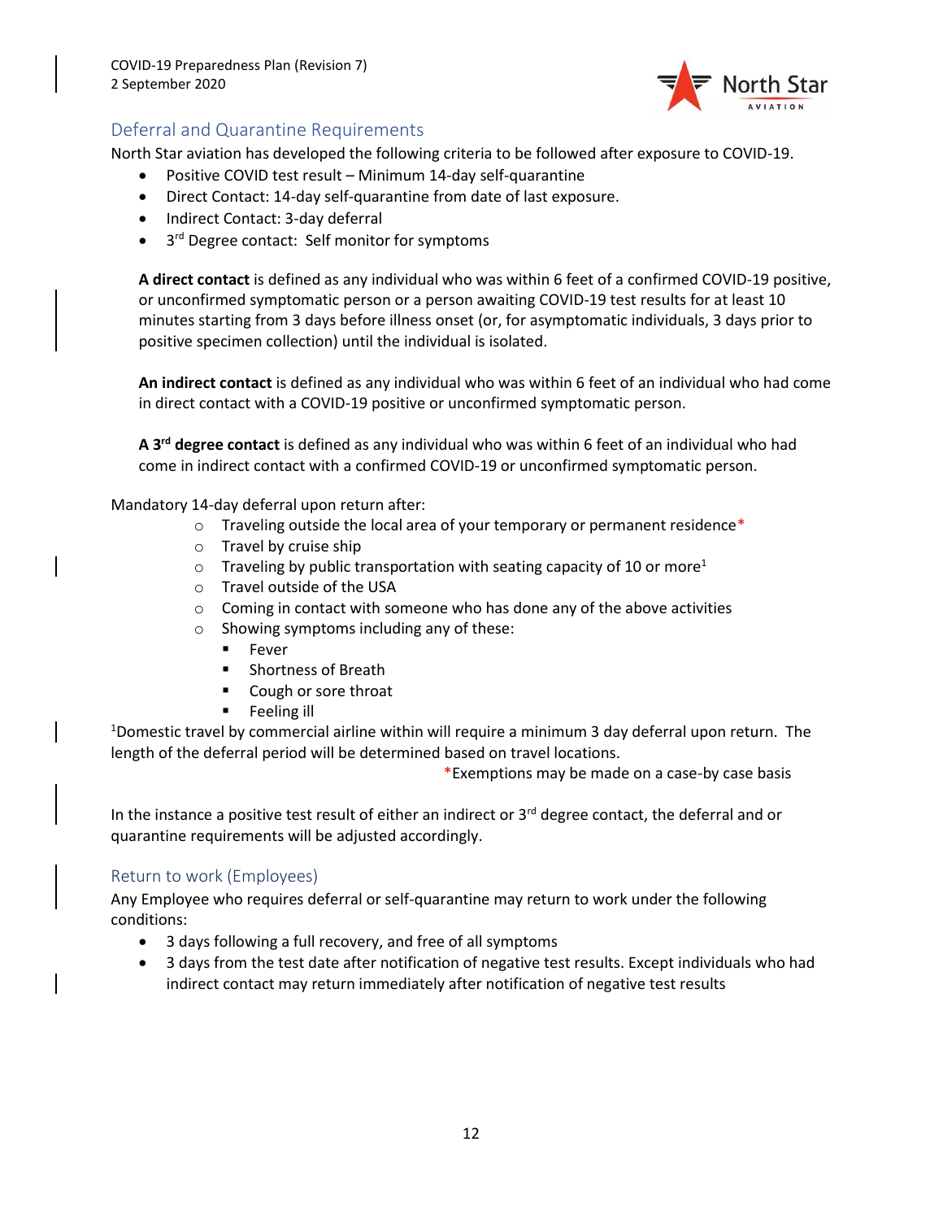## Deferral and Quarantine Requirements

North Star aviation has developed the following criteria to be followed after exposure to COVID-19.

- Positive COVID test result – Minimum 14-day self-quarantine
- Direct Contact: 14-day self-quarantine from date of last exposure.
- Indirect Contact: 3-day deferral
- 3rd Degree contact: Self monitor for symptoms

**A direct contact** is defined as any individual who was within 6 feet of a confirmed COVID-19 positive, or unconfirmed symptomatic person or a person awaiting COVID-19 test results for at least 10 minutes starting from 3 days before illness onset (or, for asymptomatic individuals, 3 days prior to positive specimen collection) until the individual is isolated.

**An indirect contact** is defined as any individual who was within 6 feet of an individual who had come in direct contact with a COVID-19 positive or unconfirmed symptomatic person.

**A 3rd degree contact** is defined as any individual who was within 6 feet of an individual who had come in indirect contact with a confirmed COVID-19 or unconfirmed symptomatic person.

Mandatory 14-day deferral upon return after:

- Traveling outside the local area of your temporary or permanent residence*
- Travel by cruise ship
- Traveling by public transportation with seating capacity of 10 or more[1]
- Travel outside of the USA
- Coming in contact with someone who has done any of the above activities
- Showing symptoms including any of these:
  - Fever
  - Shortness of Breath
  - Cough or sore throat
  - Feeling ill

[1]Domestic travel by commercial airline within will require a minimum 3 day deferral upon return. The length of the deferral period will be determined based on travel locations.

*Exemptions may be made on a case-by case basis

In the instance a positive test result of either an indirect or 3rd degree contact, the deferral and or quarantine requirements will be adjusted accordingly.

## Return to work (Employees)

Any Employee who requires deferral or self-quarantine may return to work under the following conditions:

- 3 days following a full recovery, and free of all symptoms
- 3 days from the test date after notification of negative test results. Except individuals who had indirect contact may return immediately after notification of negative test results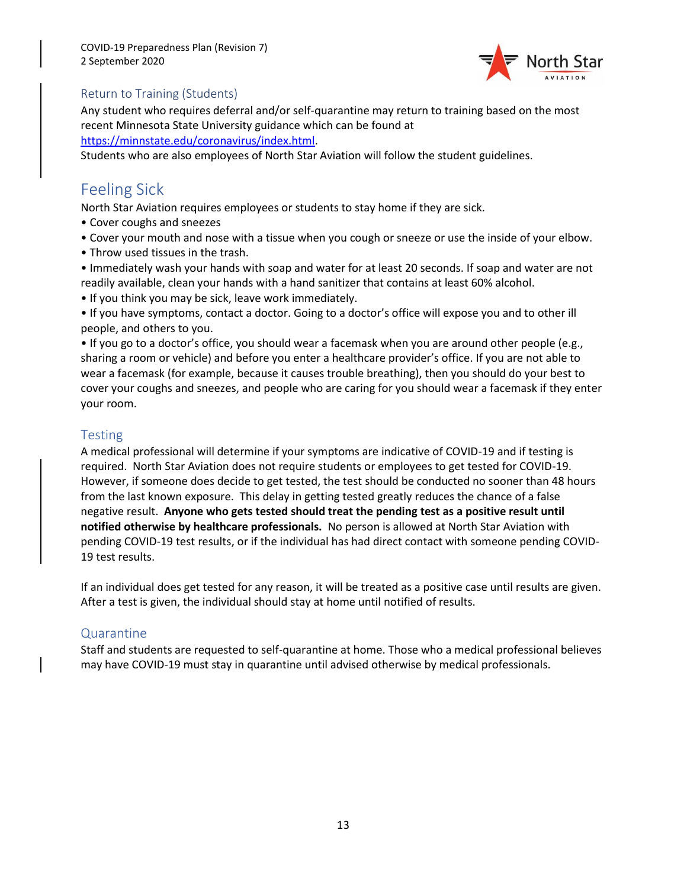### Return to Training (Students)

Any student who requires deferral and/or self-quarantine may return to training based on the most recent Minnesota State University guidance which can be found at [https://minnstate.edu/coronavirus/index.html](https://minnstate.edu/coronavirus/index.html).

Students who are also employees of North Star Aviation will follow the student guidelines.

## Feeling Sick

North Star Aviation requires employees or students to stay home if they are sick.

- Cover coughs and sneezes
- Cover your mouth and nose with a tissue when you cough or sneeze or use the inside of your elbow.
- Throw used tissues in the trash.
- Immediately wash your hands with soap and water for at least 20 seconds. If soap and water are not readily available, clean your hands with a hand sanitizer that contains at least 60% alcohol.
- If you think you may be sick, leave work immediately.
- If you have symptoms, contact a doctor. Going to a doctor's office will expose you and to other ill people, and others to you.
- If you go to a doctor's office, you should wear a facemask when you are around other people (e.g., sharing a room or vehicle) and before you enter a healthcare provider's office. If you are not able to wear a facemask (for example, because it causes trouble breathing), then you should do your best to cover your coughs and sneezes, and people who are caring for you should wear a facemask if they enter your room.

### Testing

A medical professional will determine if your symptoms are indicative of COVID-19 and if testing is required. North Star Aviation does not require students or employees to get tested for COVID-19. However, if someone does decide to get tested, the test should be conducted no sooner than 48 hours from the last known exposure. This delay in getting tested greatly reduces the chance of a false negative result. **Anyone who gets tested should treat the pending test as a positive result until notified otherwise by healthcare professionals.** No person is allowed at North Star Aviation with pending COVID-19 test results, or if the individual has had direct contact with someone pending COVID-19 test results.

If an individual does get tested for any reason, it will be treated as a positive case until results are given. After a test is given, the individual should stay at home until notified of results.

### Quarantine

Staff and students are requested to self-quarantine at home. Those who a medical professional believes may have COVID-19 must stay in quarantine until advised otherwise by medical professionals.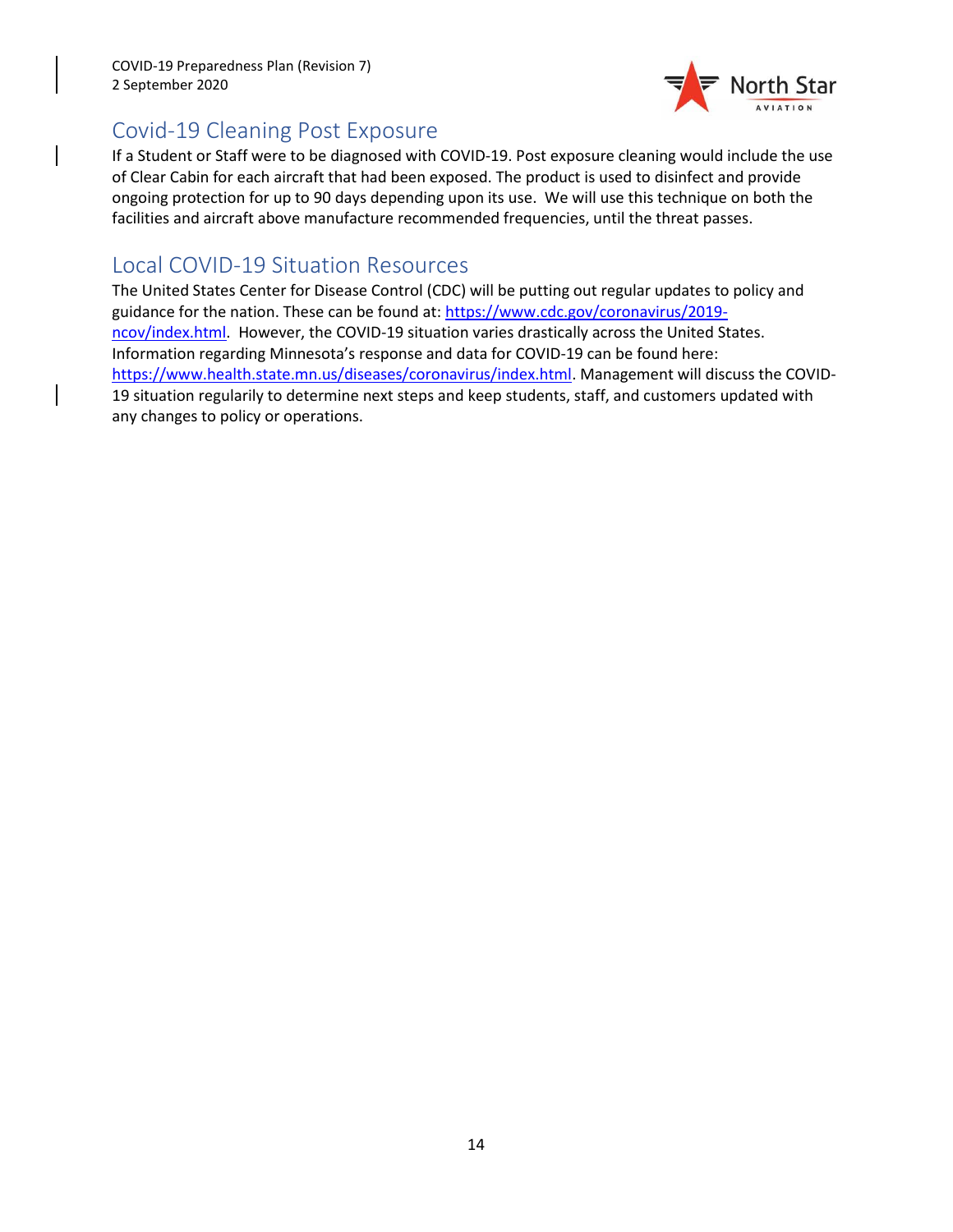## Covid-19 Cleaning Post Exposure

If a Student or Staff were to be diagnosed with COVID-19. Post exposure cleaning would include the use of Clear Cabin for each aircraft that had been exposed. The product is used to disinfect and provide ongoing protection for up to 90 days depending upon its use. We will use this technique on both the facilities and aircraft above manufacture recommended frequencies, until the threat passes.

## Local COVID-19 Situation Resources

The United States Center for Disease Control (CDC) will be putting out regular updates to policy and guidance for the nation. These can be found at: https://www.cdc.gov/coronavirus/2019-ncov/index.html. However, the COVID-19 situation varies drastically across the United States. Information regarding Minnesota's response and data for COVID-19 can be found here: https://www.health.state.mn.us/diseases/coronavirus/index.html. Management will discuss the COVID-19 situation regularly to determine next steps and keep students, staff, and customers updated with any changes to policy or operations.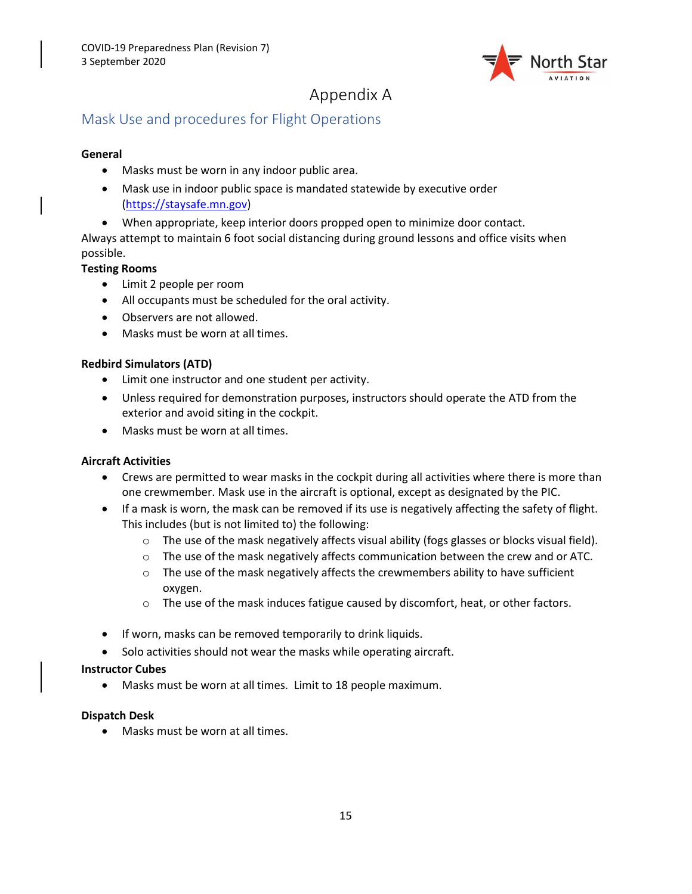# Appendix A

## Mask Use and procedures for Flight Operations

**General**

- Masks must be worn in any indoor public area.
- Mask use in indoor public space is mandated statewide by executive order (https://staysafe.mn.gov)
- When appropriate, keep interior doors propped open to minimize door contact.

Always attempt to maintain 6 foot social distancing during ground lessons and office visits when possible.

**Testing Rooms**

- Limit 2 people per room
- All occupants must be scheduled for the oral activity.
- Observers are not allowed.
- Masks must be worn at all times.

**Redbird Simulators (ATD)**

- Limit one instructor and one student per activity.
- Unless required for demonstration purposes, instructors should operate the ATD from the exterior and avoid siting in the cockpit.
- Masks must be worn at all times.

**Aircraft Activities**

- Crews are permitted to wear masks in the cockpit during all activities where there is more than one crewmember. Mask use in the aircraft is optional, except as designated by the PIC.
- If a mask is worn, the mask can be removed if its use is negatively affecting the safety of flight. This includes (but is not limited to) the following:
    - The use of the mask negatively affects visual ability (fogs glasses or blocks visual field).
    - The use of the mask negatively affects communication between the crew and or ATC.
    - The use of the mask negatively affects the crewmembers ability to have sufficient oxygen.
    - The use of the mask induces fatigue caused by discomfort, heat, or other factors.
- If worn, masks can be removed temporarily to drink liquids.
- Solo activities should not wear the masks while operating aircraft.

**Instructor Cubes**

- Masks must be worn at all times. Limit to 18 people maximum.

**Dispatch Desk**

- Masks must be worn at all times.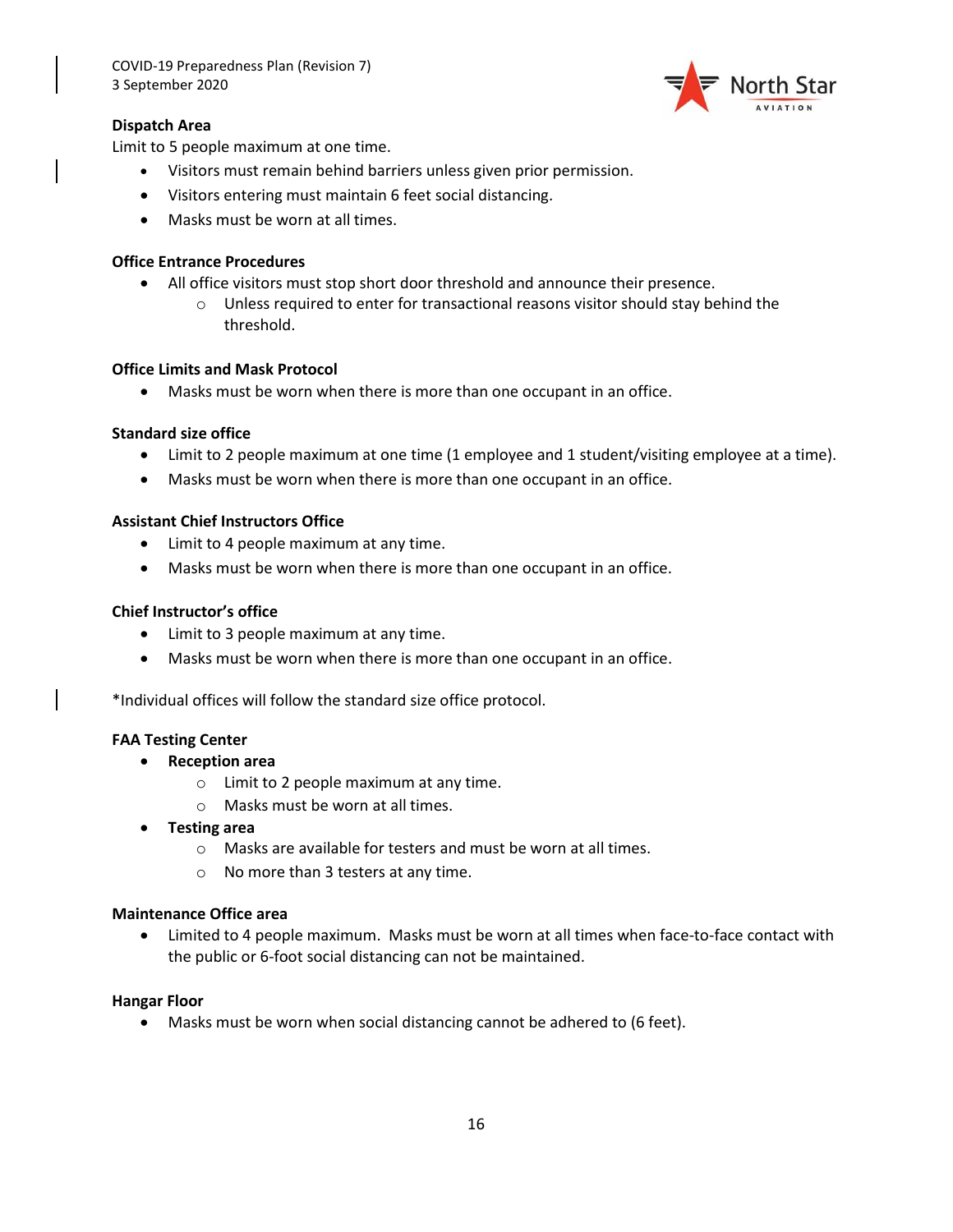**Dispatch Area**

Limit to 5 people maximum at one time.

- Visitors must remain behind barriers unless given prior permission.
- Visitors entering must maintain 6 feet social distancing.
- Masks must be worn at all times.

**Office Entrance Procedures**

- All office visitors must stop short door threshold and announce their presence.
    - Unless required to enter for transactional reasons visitor should stay behind the threshold.

**Office Limits and Mask Protocol**

- Masks must be worn when there is more than one occupant in an office.

**Standard size office**

- Limit to 2 people maximum at one time (1 employee and 1 student/visiting employee at a time).
- Masks must be worn when there is more than one occupant in an office.

**Assistant Chief Instructors Office**

- Limit to 4 people maximum at any time.
- Masks must be worn when there is more than one occupant in an office.

**Chief Instructor's office**

- Limit to 3 people maximum at any time.
- Masks must be worn when there is more than one occupant in an office.

*Individual offices will follow the standard size office protocol.

**FAA Testing Center**

- **Reception area**
    - Limit to 2 people maximum at any time.
    - Masks must be worn at all times.
- **Testing area**
    - Masks are available for testers and must be worn at all times.
    - No more than 3 testers at any time.

**Maintenance Office area**

- Limited to 4 people maximum. Masks must be worn at all times when face-to-face contact with the public or 6-foot social distancing can not be maintained.

**Hangar Floor**

- Masks must be worn when social distancing cannot be adhered to (6 feet).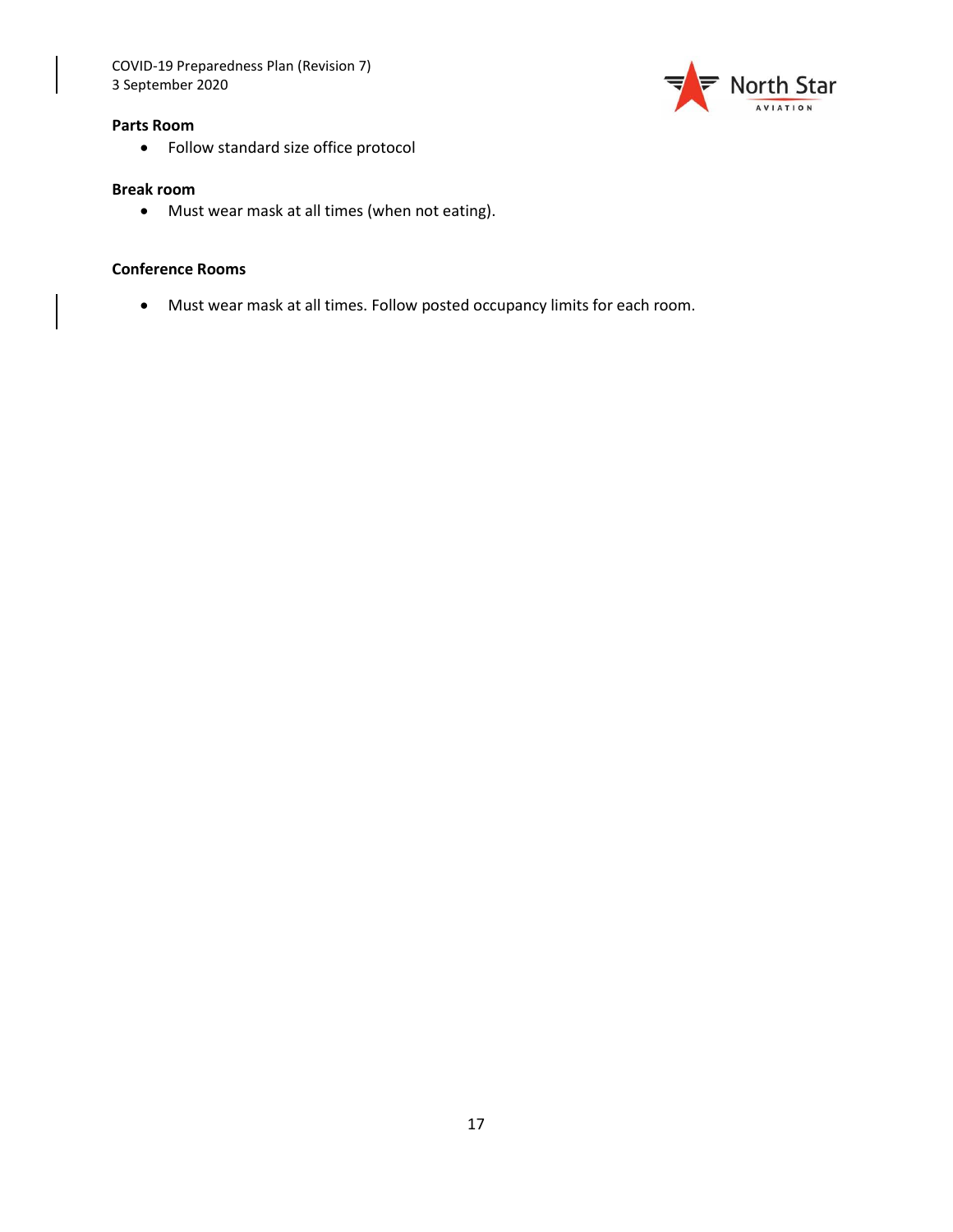**Parts Room**

- Follow standard size office protocol

**Break room**

- Must wear mask at all times (when not eating).

**Conference Rooms**

- Must wear mask at all times. Follow posted occupancy limits for each room.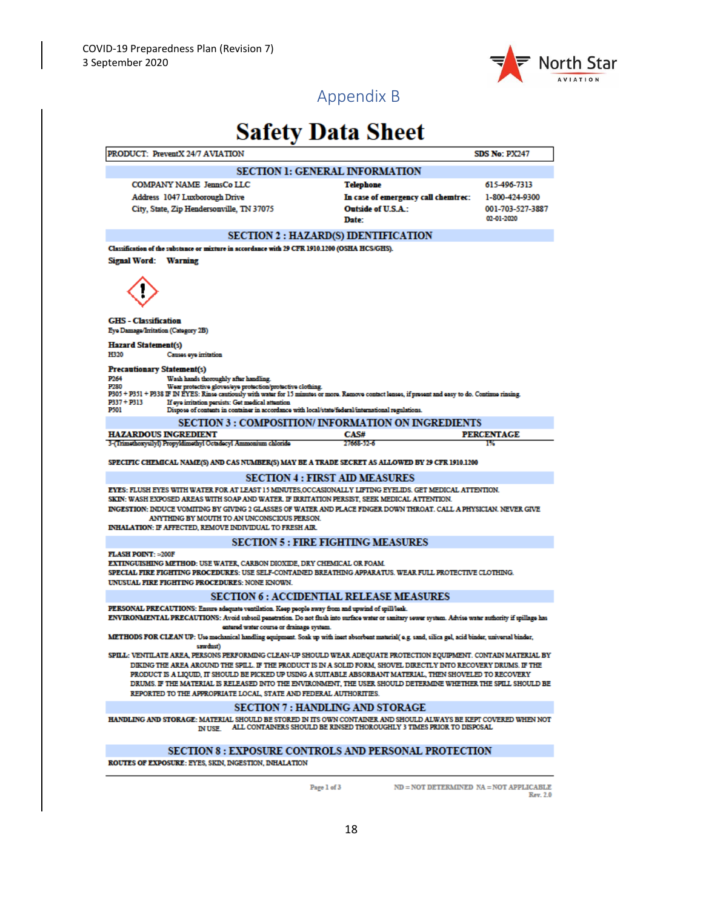# Appendix B

# Safety Data Sheet

| PRODUCT: PreventX 24/7 AVIATION | SDS No: PX247 |
|---|---|

## SECTION 1: GENERAL INFORMATION

| | | |
|---|---|---|
| COMPANY NAME JennsCo LLC | **Telephone** | 615-496-7313 |
| Address 1047 Luxborough Drive | **In case of emergency call chemtrec:** | 1-800-424-9300 |
| City, State, Zip Hendersonville, TN 37075 | **Outside of U.S.A.:** | 001-703-527-3887 |
| | **Date:** | 02-01-2020 |

## SECTION 2 : HAZARD(S) IDENTIFICATION

**Classification of the substance or mixture in accordance with 29 CFR 1910.1200 (OSHA HCS/GHS).**

**Signal Word: Warning**

**GHS - Classification**

Eye Damage/Irritation (Category 2B)

**Hazard Statement(s)**

H320 Causes eye irritation

**Precautionary Statement(s)**

P264 Wash hands thoroughly after handling.
P280 Wear protective gloves/eye protection/protective clothing.
P305 + P351 + P338 IF IN EYES: Rinse cautiously with water for 15 minutes or more. Remove contact lenses, if present and easy to do. Continue rinsing.
P337 + P313 If eye irritation persists: Get medical attention
P501 Dispose of contents in container in accordance with local/state/federal/international regulations.

## SECTION 3 : COMPOSITION/ INFORMATION ON INGREDIENTS

| HAZARDOUS INGREDIENT | CAS# | PERCENTAGE |
|---|---|---|
| 3-(Trimethoxysilyl) Propyldimethyl Octadecyl Ammonium chloride | 27668-52-6 | 1% |

**SPECIFIC CHEMICAL NAME(S) AND CAS NUMBER(S) MAY BE A TRADE SECRET AS ALLOWED BY 29 CFR 1910.1200**

## SECTION 4 : FIRST AID MEASURES

**EYES:** FLUSH EYES WITH WATER FOR AT LEAST 15 MINUTES,OCCASIONALLY LIFTING EYELIDS. GET MEDICAL ATTENTION.
**SKIN:** WASH EXPOSED AREAS WITH SOAP AND WATER. IF IRRITATION PERSIST, SEEK MEDICAL ATTENTION.
**INGESTION:** INDUCE VOMITING BY GIVING 2 GLASSES OF WATER AND PLACE FINGER DOWN THROAT. CALL A PHYSICIAN. NEVER GIVE ANYTHING BY MOUTH TO AN UNCONSCIOUS PERSON.
**INHALATION:** IF AFFECTED, REMOVE INDIVIDUAL TO FRESH AIR.

## SECTION 5 : FIRE FIGHTING MEASURES

**FLASH POINT:** >200F
**EXTINGUISHING METHOD:** USE WATER, CARBON DIOXIDE, DRY CHEMICAL OR FOAM.
**SPECIAL FIRE FIGHTING PROCEDURES:** USE SELF-CONTAINED BREATHING APPARATUS. WEAR FULL PROTECTIVE CLOTHING.
**UNUSUAL FIRE FIGHTING PROCEDURES:** NONE KNOWN.

## SECTION 6 : ACCIDENTIAL RELEASE MEASURES

**PERSONAL PRECAUTIONS:** Ensure adequate ventilation. Keep people away from and upwind of spill/leak.
**ENVIRONMENTAL PRECAUTIONS:** Avoid subsoil penetration. Do not flush into surface water or sanitary sewer system. Advise water authority if spillage has entered water course or drainage system.
**METHODS FOR CLEAN UP:** Use mechanical handling equipment. Soak up with inert absorbent material( e.g. sand, silica gel, acid binder, universal binder, sawdust)
**SPILL:** VENTILATE AREA. PERSONS PERFORMING CLEAN-UP SHOULD WEAR ADEQUATE PROTECTION EQUIPMENT. CONTAIN MATERIAL BY DIKING THE AREA AROUND THE SPILL. IF THE PRODUCT IS IN A SOLID FORM, SHOVEL DIRECTLY INTO RECOVERY DRUMS. IF THE PRODUCT IS A LIQUID, IT SHOULD BE PICKED UP USING A SUITABLE ABSORBANT MATERIAL, THEN SHOVELED TO RECOVERY DRUMS. IF THE MATERIAL IS RELEASED INTO THE ENVIRONMENT, THE USER SHOULD DETERMINE WHETHER THE SPILL SHOULD BE REPORTED TO THE APPROPRIATE LOCAL, STATE AND FEDERAL AUTHORITIES.

## SECTION 7 : HANDLING AND STORAGE

**HANDLING AND STORAGE:** MATERIAL SHOULD BE STORED IN ITS OWN CONTAINER AND SHOULD ALWAYS BE KEPT COVERED WHEN NOT IN USE. ALL CONTAINERS SHOULD BE RINSED THOROUGHLY 3 TIMES PRIOR TO DISPOSAL.

## SECTION 8 : EXPOSURE CONTROLS AND PERSONAL PROTECTION

**ROUTES OF EXPOSURE:** EYES, SKIN, INGESTION, INHALATION

ND = NOT DETERMINED NA = NOT APPLICABLE
Rev. 2.0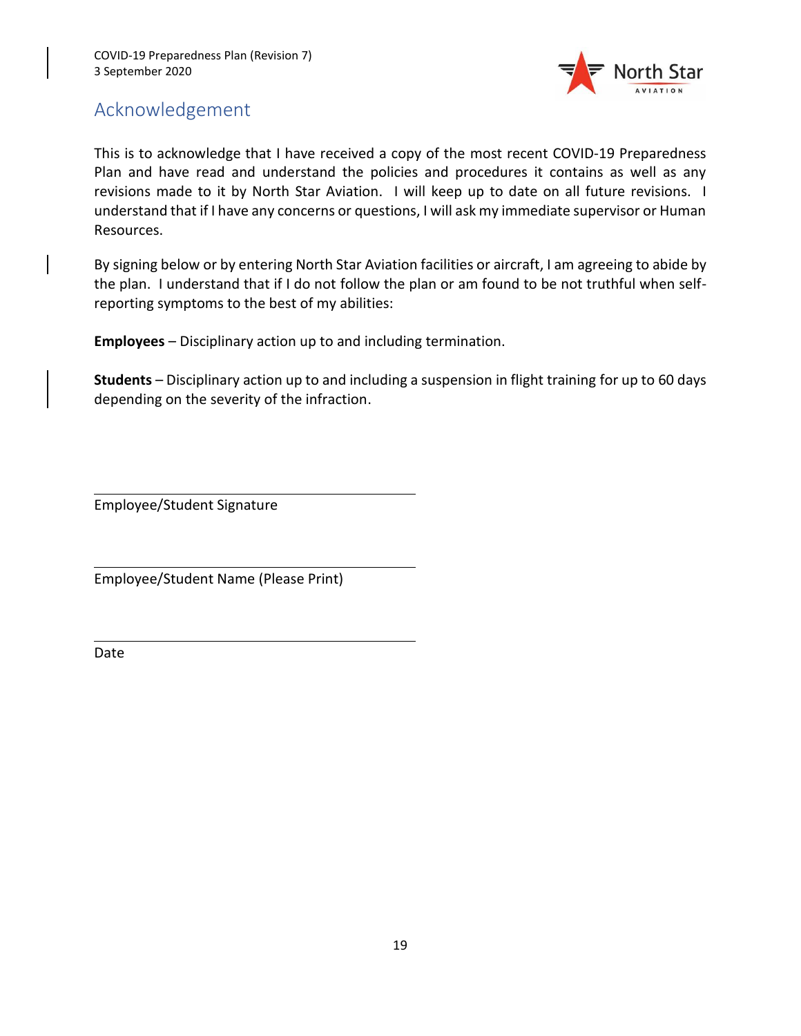## Acknowledgement

This is to acknowledge that I have received a copy of the most recent COVID-19 Preparedness Plan and have read and understand the policies and procedures it contains as well as any revisions made to it by North Star Aviation. I will keep up to date on all future revisions. I understand that if I have any concerns or questions, I will ask my immediate supervisor or Human Resources.

By signing below or by entering North Star Aviation facilities or aircraft, I am agreeing to abide by the plan. I understand that if I do not follow the plan or am found to be not truthful when self-reporting symptoms to the best of my abilities:

**Employees** – Disciplinary action up to and including termination.

**Students** – Disciplinary action up to and including a suspension in flight training for up to 60 days depending on the severity of the infraction.

\_\_\_\_\_\_\_\_\_\_\_\_\_\_\_\_\_\_\_\_\_\_\_\_\_\_\_\_\_\_\_\_\_\_\_\_\_\_\_\_

Employee/Student Signature

\_\_\_\_\_\_\_\_\_\_\_\_\_\_\_\_\_\_\_\_\_\_\_\_\_\_\_\_\_\_\_\_\_\_\_\_\_\_\_\_

Employee/Student Name (Please Print)

\_\_\_\_\_\_\_\_\_\_\_\_\_\_\_\_\_\_\_\_\_\_\_\_\_\_\_\_\_\_\_\_\_\_\_\_\_\_\_\_

Date